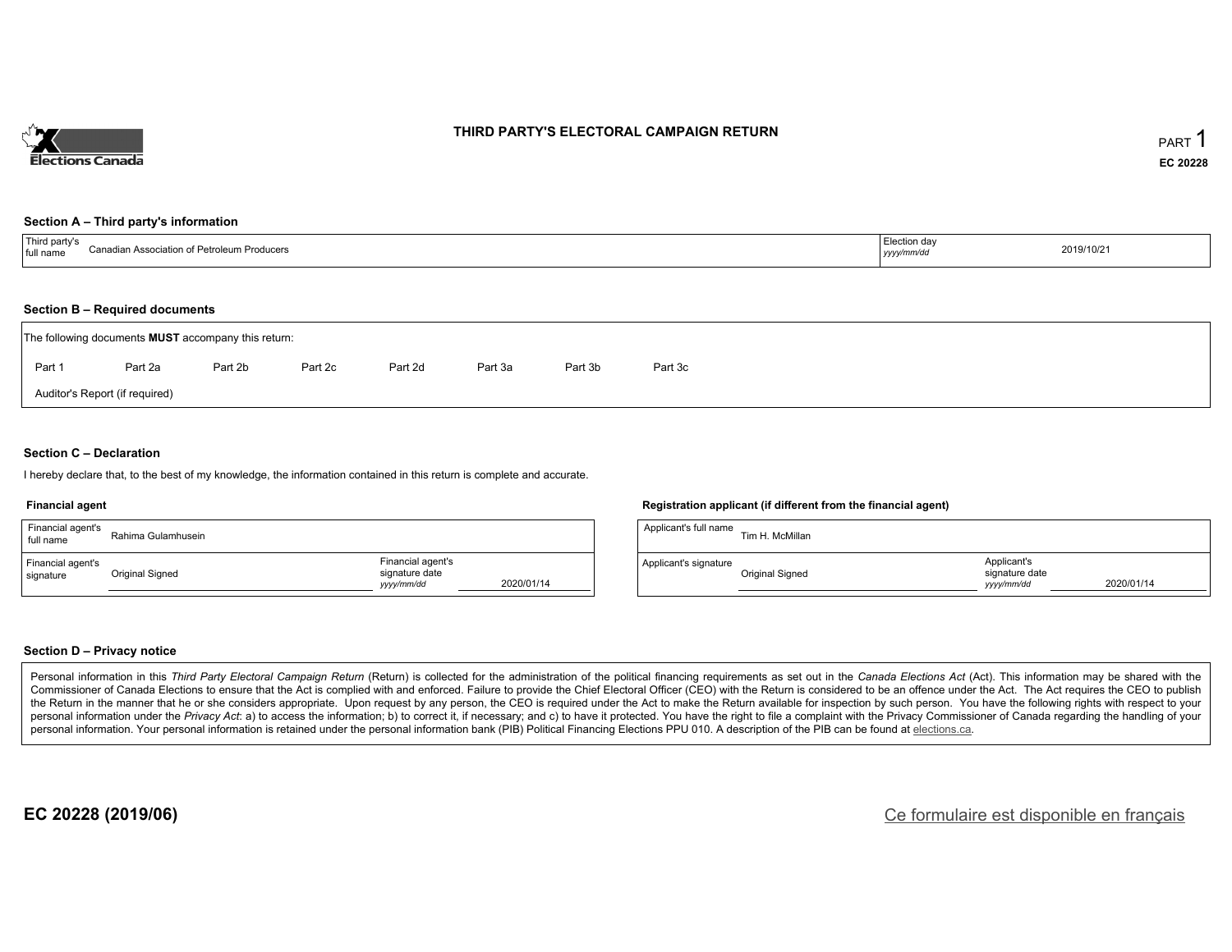# THIRD PARTY'S ELECTORAL CAMPAIGN RETURN

PART 1

EC 20228

## Section A – Third party's information

| Third party's full name | Canadian Association of Petroleum Producers | Election day *yyyy/mm/dd* | 2019/10/21 |
|---|---|---|---|

## Section B – Required documents

The following documents **MUST** accompany this return:

Part 1 Part 2a Part 2b Part 2c Part 2d Part 3a Part 3b Part 3c

Auditor's Report (if required)

## Section C – Declaration

I hereby declare that, to the best of my knowledge, the information contained in this return is complete and accurate.

### Financial agent

| Financial agent's full name | Rahima Gulamhusein | | |
|---|---|---|---|
| Financial agent's signature | Original Signed | Financial agent's signature date *yyyy/mm/dd* | 2020/01/14 |

### Registration applicant (if different from the financial agent)

| Applicant's full name | Tim H. McMillan | | |
|---|---|---|---|
| Applicant's signature | Original Signed | Applicant's signature date *yyyy/mm/dd* | 2020/01/14 |

## Section D – Privacy notice

Personal information in this *Third Party Electoral Campaign Return* (Return) is collected for the administration of the political financing requirements as set out in the *Canada Elections Act* (Act). This information may be shared with the Commissioner of Canada Elections to ensure that the Act is complied with and enforced. Failure to provide the Chief Electoral Officer (CEO) with the Return is considered to be an offence under the Act. The Act requires the CEO to publish the Return in the manner that he or she considers appropriate. Upon request by any person, the CEO is required under the Act to make the Return available for inspection by such person. You have the following rights with respect to your personal information under the *Privacy Act*: a) to access the information; b) to correct it, if necessary; and c) to have it protected. You have the right to file a complaint with the Privacy Commissioner of Canada regarding the handling of your personal information. Your personal information is retained under the personal information bank (PIB) Political Financing Elections PPU 010. A description of the PIB can be found at elections.ca.

**EC 20228 (2019/06)**

Ce formulaire est disponible en français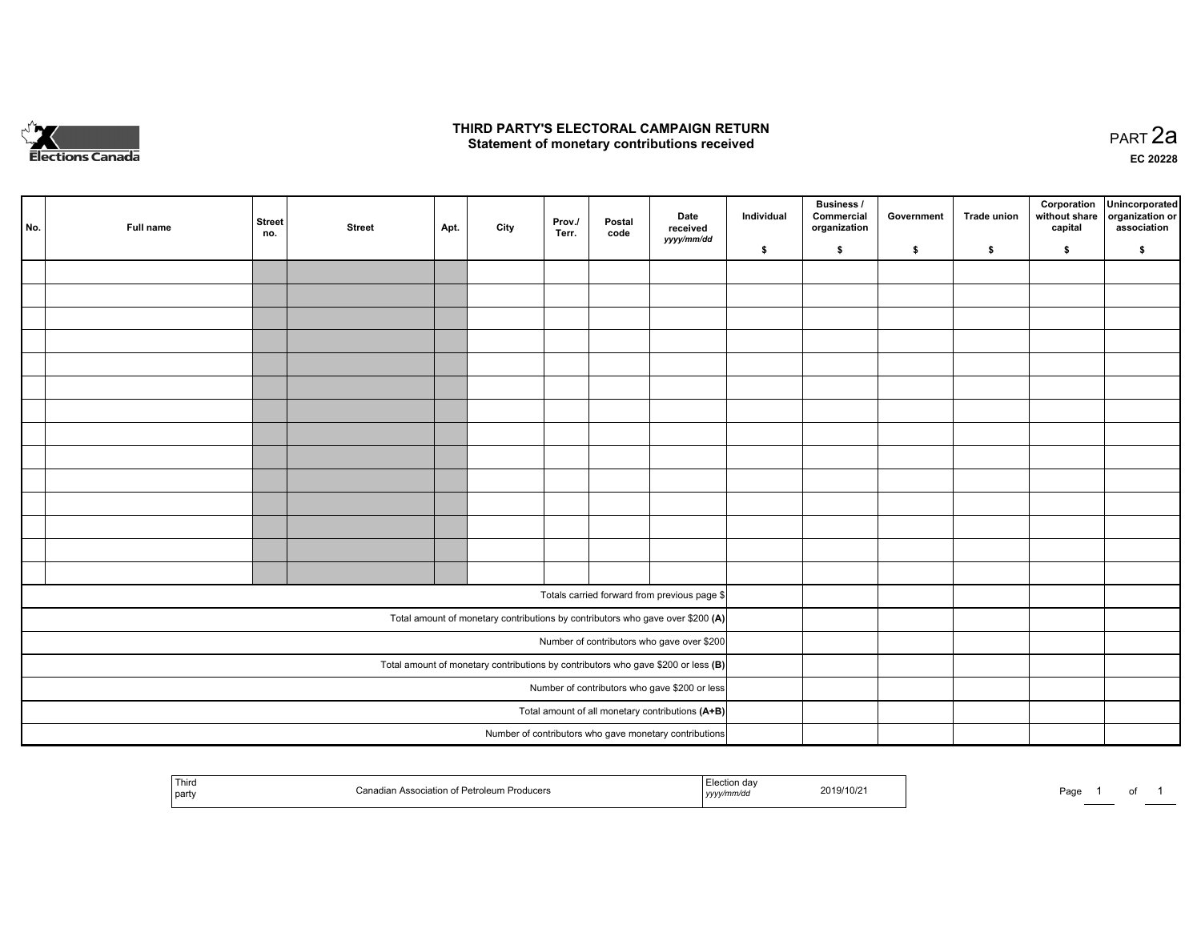# THIRD PARTY'S ELECTORAL CAMPAIGN RETURN
## Statement of monetary contributions received

PART 2a

EC 20228

| No. | Full name | Street no. | Street | Apt. | City | Prov./ Terr. | Postal code | Date received yyyy/mm/dd | Individual $ | Business / Commercial organization $ | Government $ | Trade union $ | Corporation without share capital $ | Unincorporated organization or association $ |
|---|---|---|---|---|---|---|---|---|---|---|---|---|---|---|
| | | | | | | | | | | | | | | |
| | | | | | | | | | | | | | | |
| | | | | | | | | | | | | | | |
| | | | | | | | | | | | | | | |
| | | | | | | | | | | | | | | |
| | | | | | | | | | | | | | | |
| | | | | | | | | | | | | | | |
| | | | | | | | | | | | | | | |
| | | | | | | | | | | | | | | |
| | | | | | | | | | | | | | | |
| | | | | | | | | | | | | | | |
| | | | | | | | | | | | | | | |
| | | | | | | | | | | | | | | |
| | | | | | | | | | | | | | | |
| Totals carried forward from previous page $ | | | | | | | | | | | | | | |
| Total amount of monetary contributions by contributors who gave over $200 **(A)** | | | | | | | | | | | | | | |
| Number of contributors who gave over $200 | | | | | | | | | | | | | | |
| Total amount of monetary contributions by contributors who gave $200 or less **(B)** | | | | | | | | | | | | | | |
| Number of contributors who gave $200 or less | | | | | | | | | | | | | | |
| Total amount of all monetary contributions **(A+B)** | | | | | | | | | | | | | | |
| Number of contributors who gave monetary contributions | | | | | | | | | | | | | | |

| Third party | Canadian Association of Petroleum Producers | Election day yyyy/mm/dd | 2019/10/21 |
|---|---|---|---|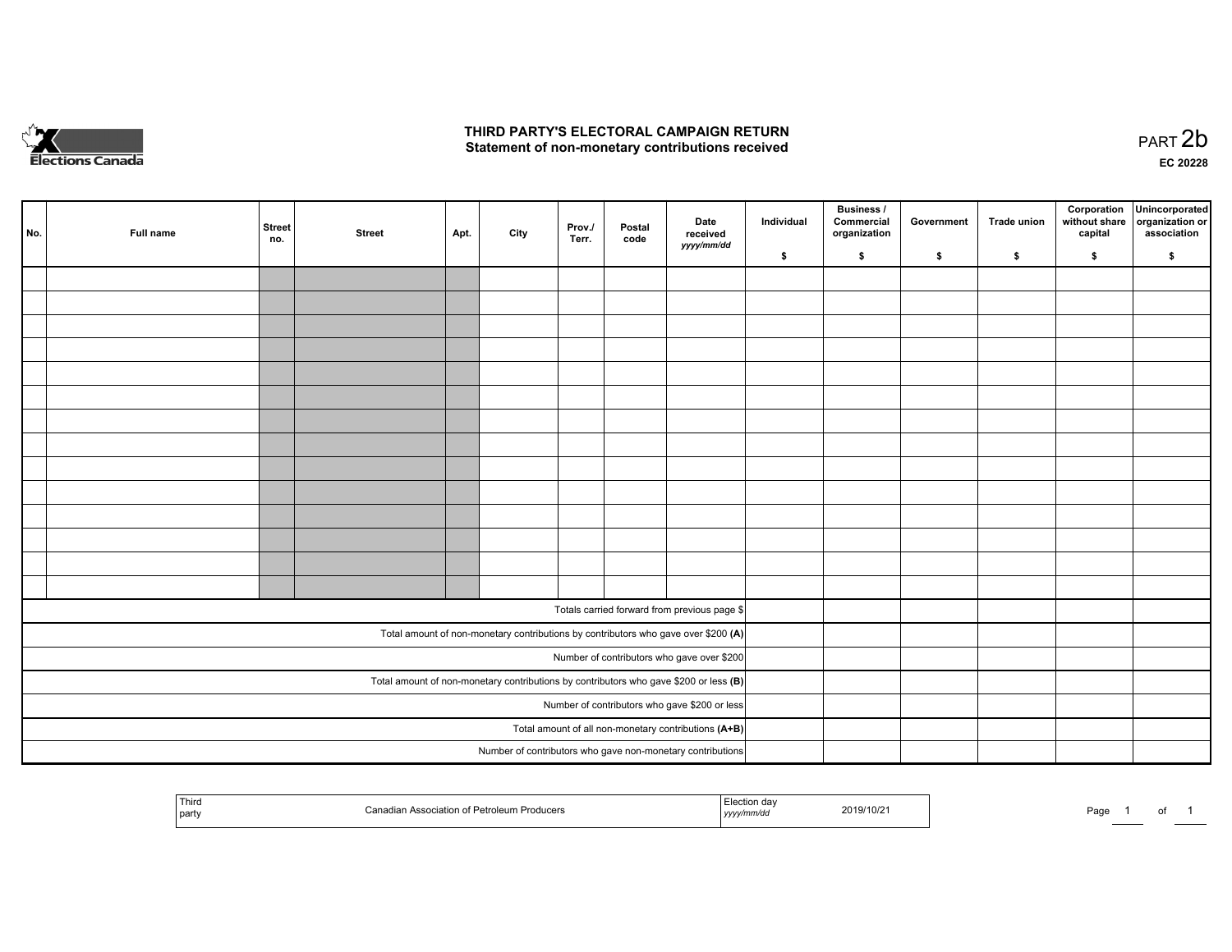Elections Canada

# THIRD PARTY'S ELECTORAL CAMPAIGN RETURN
## Statement of non-monetary contributions received

PART 2b

EC 20228

| No. | Full name | Street no. | Street | Apt. | City | Prov./ Terr. | Postal code | Date received *yyyy/mm/dd* | Individual $ | Business / Commercial organization $ | Government $ | Trade union $ | Corporation without share capital $ | Unincorporated organization or association $ |
|---|---|---|---|---|---|---|---|---|---|---|---|---|---|---|
| | | | | | | | | | | | | | | |
| | | | | | | | | | | | | | | |
| | | | | | | | | | | | | | | |
| | | | | | | | | | | | | | | |
| | | | | | | | | | | | | | | |
| | | | | | | | | | | | | | | |
| | | | | | | | | | | | | | | |
| | | | | | | | | | | | | | | |
| | | | | | | | | | | | | | | |
| | | | | | | | | | | | | | | |
| | | | | | | | | | | | | | | |
| | | | | | | | | | | | | | | |
| | | | | | | | | | | | | | | |
| | | | | | | | | | | | | | | |
| Totals carried forward from previous page $ | | | | | | | | | | | | | | |
| Total amount of non-monetary contributions by contributors who gave over $200 **(A)** | | | | | | | | | | | | | | |
| Number of contributors who gave over $200 | | | | | | | | | | | | | | |
| Total amount of non-monetary contributions by contributors who gave $200 or less **(B)** | | | | | | | | | | | | | | |
| Number of contributors who gave $200 or less | | | | | | | | | | | | | | |
| Total amount of all non-monetary contributions **(A+B)** | | | | | | | | | | | | | | |
| Number of contributors who gave non-monetary contributions | | | | | | | | | | | | | | |

| Third party | Canadian Association of Petroleum Producers | Election day *yyyy/mm/dd* | 2019/10/21 |
|---|---|---|---|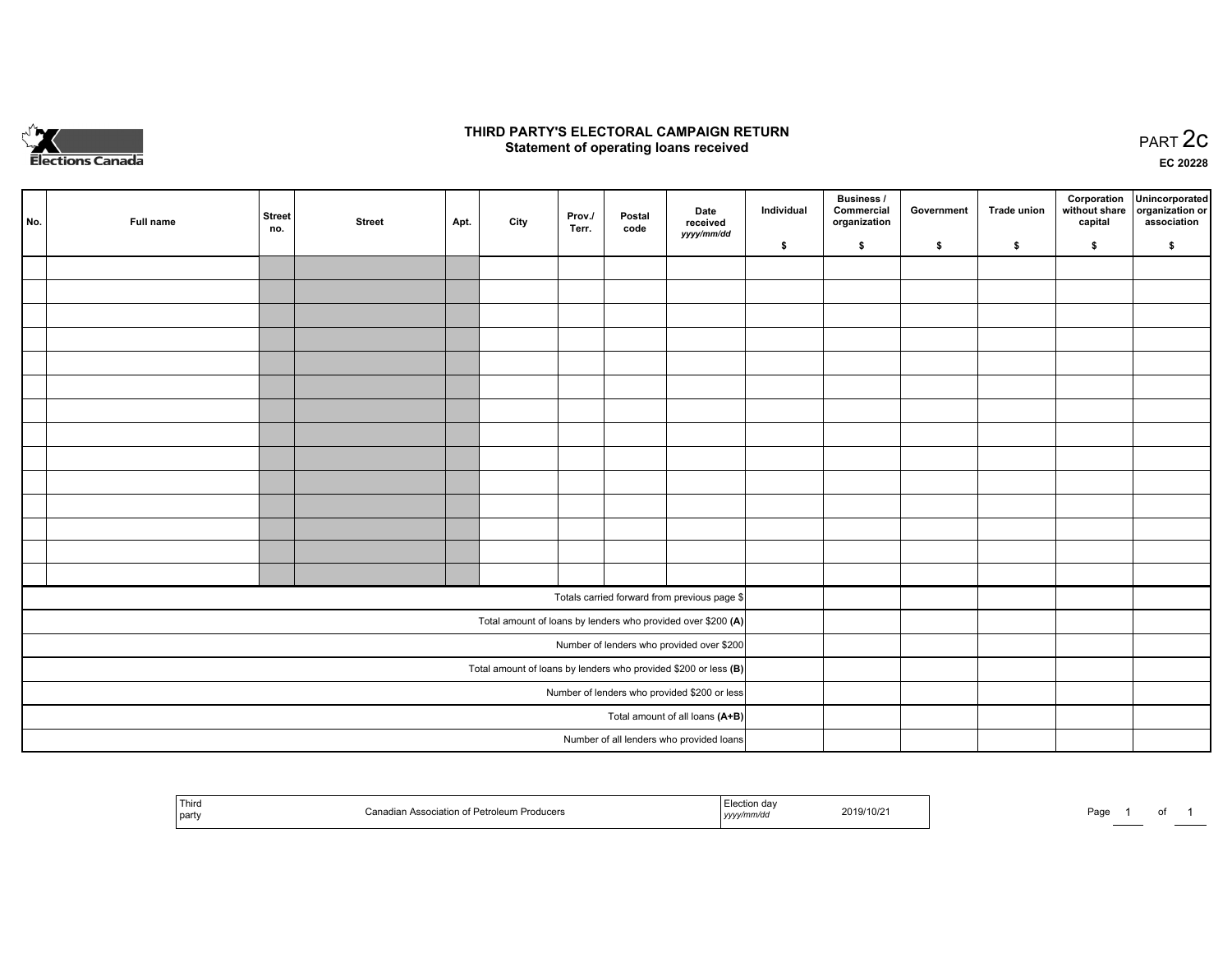# THIRD PARTY'S ELECTORAL CAMPAIGN RETURN
## Statement of operating loans received

PART 2c

EC 20228

| No. | Full name | Street no. | Street | Apt. | City | Prov./ Terr. | Postal code | Date received *yyyy/mm/dd* | Individual $ | Business / Commercial organization $ | Government $ | Trade union $ | Corporation without share capital $ | Unincorporated organization or association $ |
|---|---|---|---|---|---|---|---|---|---|---|---|---|---|---|
| | | | | | | | | | | | | | | |
| | | | | | | | | | | | | | | |
| | | | | | | | | | | | | | | |
| | | | | | | | | | | | | | | |
| | | | | | | | | | | | | | | |
| | | | | | | | | | | | | | | |
| | | | | | | | | | | | | | | |
| | | | | | | | | | | | | | | |
| | | | | | | | | | | | | | | |
| | | | | | | | | | | | | | | |
| | | | | | | | | | | | | | | |
| | | | | | | | | | | | | | | |
| | | | | | | | | | | | | | | |
| | | | | | | | | | | | | | | |
| Totals carried forward from previous page $ | | | | | | | | | | | | | | |
| Total amount of loans by lenders who provided over $200 **(A)** | | | | | | | | | | | | | | |
| Number of lenders who provided over $200 | | | | | | | | | | | | | | |
| Total amount of loans by lenders who provided $200 or less **(B)** | | | | | | | | | | | | | | |
| Number of lenders who provided $200 or less | | | | | | | | | | | | | | |
| Total amount of all loans **(A+B)** | | | | | | | | | | | | | | |
| Number of all lenders who provided loans | | | | | | | | | | | | | | |

| Third party | Canadian Association of Petroleum Producers | Election day *yyyy/mm/dd* | 2019/10/21 |
|---|---|---|---|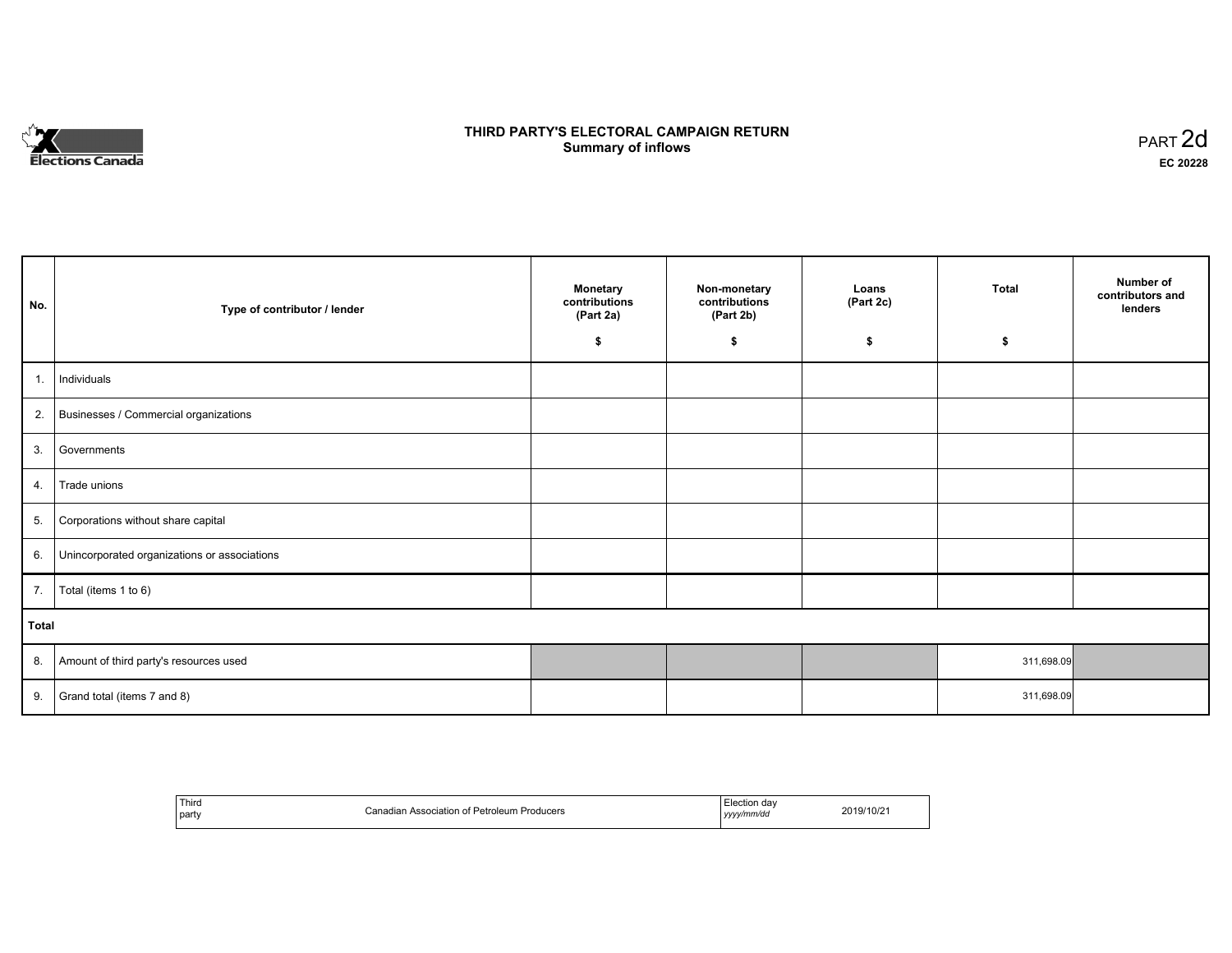# THIRD PARTY'S ELECTORAL CAMPAIGN RETURN
## Summary of inflows

PART 2d

**EC 20228**

| No. | Type of contributor / lender | Monetary contributions (Part 2a) $ | Non-monetary contributions (Part 2b) $ | Loans (Part 2c) $ | Total $ | Number of contributors and lenders |
|---|---|---|---|---|---|---|
| 1. | Individuals | | | | | |
| 2. | Businesses / Commercial organizations | | | | | |
| 3. | Governments | | | | | |
| 4. | Trade unions | | | | | |
| 5. | Corporations without share capital | | | | | |
| 6. | Unincorporated organizations or associations | | | | | |
| 7. | Total (items 1 to 6) | | | | | |
| **Total** | | | | | | |
| 8. | Amount of third party's resources used | | | | 311,698.09 | |
| 9. | Grand total (items 7 and 8) | | | | 311,698.09 | |

| Third party | Canadian Association of Petroleum Producers | Election day *yyyy/mm/dd* | 2019/10/21 |
|---|---|---|---|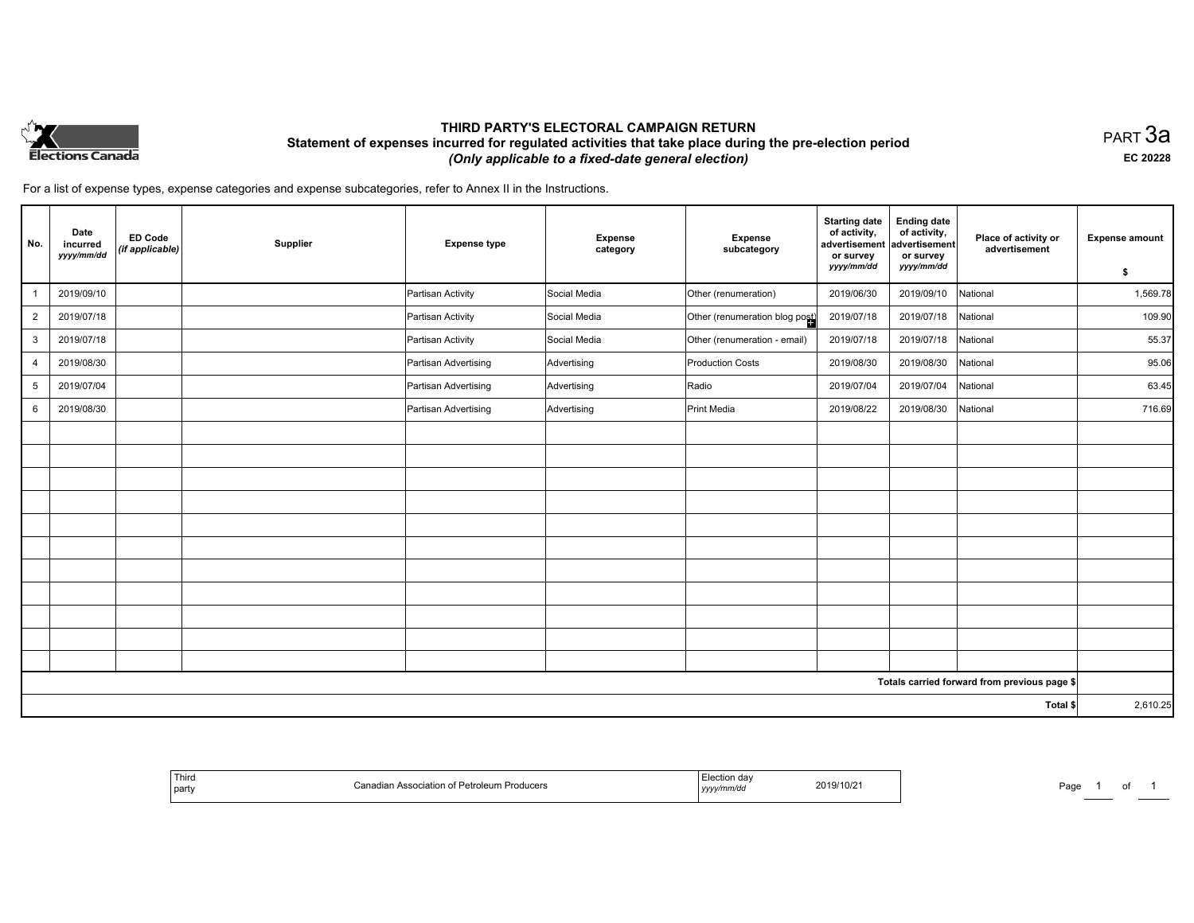# THIRD PARTY'S ELECTORAL CAMPAIGN RETURN

## Statement of expenses incurred for regulated activities that take place during the pre-election period

***(Only applicable to a fixed-date general election)***

PART 3a

**EC 20228**

For a list of expense types, expense categories and expense subcategories, refer to Annex II in the Instructions.

| No. | Date incurred *yyyy/mm/dd* | ED Code *(if applicable)* | Supplier | Expense type | Expense category | Expense subcategory | Starting date of activity, advertisement or survey *yyyy/mm/dd* | Ending date of activity, advertisement or survey *yyyy/mm/dd* | Place of activity or advertisement | Expense amount $ |
|---|---|---|---|---|---|---|---|---|---|---|
| 1 | 2019/09/10 | | | Partisan Activity | Social Media | Other (renumeration) | 2019/06/30 | 2019/09/10 | National | 1,569.78 |
| 2 | 2019/07/18 | | | Partisan Activity | Social Media | Other (renumeration blog post) | 2019/07/18 | 2019/07/18 | National | 109.90 |
| 3 | 2019/07/18 | | | Partisan Activity | Social Media | Other (renumeration - email) | 2019/07/18 | 2019/07/18 | National | 55.37 |
| 4 | 2019/08/30 | | | Partisan Advertising | Advertising | Production Costs | 2019/08/30 | 2019/08/30 | National | 95.06 |
| 5 | 2019/07/04 | | | Partisan Advertising | Advertising | Radio | 2019/07/04 | 2019/07/04 | National | 63.45 |
| 6 | 2019/08/30 | | | Partisan Advertising | Advertising | Print Media | 2019/08/22 | 2019/08/30 | National | 716.69 |
| | | | | | | | | | **Totals carried forward from previous page $** | |
| | | | | | | | | | **Total $** | 2,610.25 |

| Third party | Canadian Association of Petroleum Producers | Election day *yyyy/mm/dd* | 2019/10/21 |
|---|---|---|---|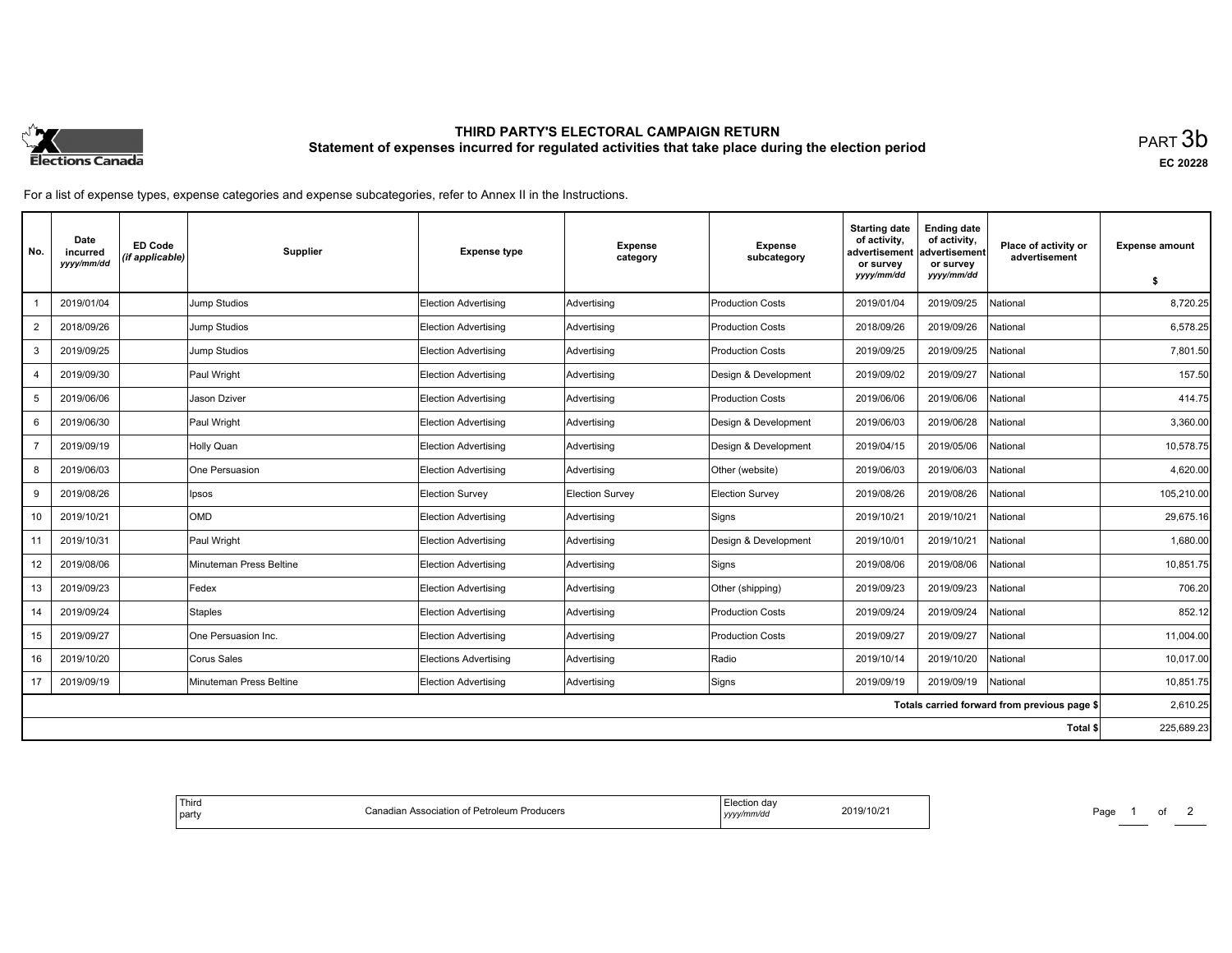# THIRD PARTY'S ELECTORAL CAMPAIGN RETURN
## Statement of expenses incurred for regulated activities that take place during the election period

PART 3b

EC 20228

For a list of expense types, expense categories and expense subcategories, refer to Annex II in the Instructions.

| No. | Date incurred *yyyy/mm/dd* | ED Code *(if applicable)* | Supplier | Expense type | Expense category | Expense subcategory | Starting date of activity, advertisement or survey *yyyy/mm/dd* | Ending date of activity, advertisement or survey *yyyy/mm/dd* | Place of activity or advertisement | Expense amount $ |
|---|---|---|---|---|---|---|---|---|---|---|
| 1 | 2019/01/04 | | Jump Studios | Election Advertising | Advertising | Production Costs | 2019/01/04 | 2019/09/25 | National | 8,720.25 |
| 2 | 2018/09/26 | | Jump Studios | Election Advertising | Advertising | Production Costs | 2018/09/26 | 2019/09/26 | National | 6,578.25 |
| 3 | 2019/09/25 | | Jump Studios | Election Advertising | Advertising | Production Costs | 2019/09/25 | 2019/09/25 | National | 7,801.50 |
| 4 | 2019/09/30 | | Paul Wright | Election Advertising | Advertising | Design & Development | 2019/09/02 | 2019/09/27 | National | 157.50 |
| 5 | 2019/06/06 | | Jason Dziver | Election Advertising | Advertising | Production Costs | 2019/06/06 | 2019/06/06 | National | 414.75 |
| 6 | 2019/06/30 | | Paul Wright | Election Advertising | Advertising | Design & Development | 2019/06/03 | 2019/06/28 | National | 3,360.00 |
| 7 | 2019/09/19 | | Holly Quan | Election Advertising | Advertising | Design & Development | 2019/04/15 | 2019/05/06 | National | 10,578.75 |
| 8 | 2019/06/03 | | One Persuasion | Election Advertising | Advertising | Other (website) | 2019/06/03 | 2019/06/03 | National | 4,620.00 |
| 9 | 2019/08/26 | | Ipsos | Election Survey | Election Survey | Election Survey | 2019/08/26 | 2019/08/26 | National | 105,210.00 |
| 10 | 2019/10/21 | | OMD | Election Advertising | Advertising | Signs | 2019/10/21 | 2019/10/21 | National | 29,675.16 |
| 11 | 2019/10/31 | | Paul Wright | Election Advertising | Advertising | Design & Development | 2019/10/01 | 2019/10/21 | National | 1,680.00 |
| 12 | 2019/08/06 | | Minuteman Press Beltine | Election Advertising | Advertising | Signs | 2019/08/06 | 2019/08/06 | National | 10,851.75 |
| 13 | 2019/09/23 | | Fedex | Election Advertising | Advertising | Other (shipping) | 2019/09/23 | 2019/09/23 | National | 706.20 |
| 14 | 2019/09/24 | | Staples | Election Advertising | Advertising | Production Costs | 2019/09/24 | 2019/09/24 | National | 852.12 |
| 15 | 2019/09/27 | | One Persuasion Inc. | Election Advertising | Advertising | Production Costs | 2019/09/27 | 2019/09/27 | National | 11,004.00 |
| 16 | 2019/10/20 | | Corus Sales | Elections Advertising | Advertising | Radio | 2019/10/14 | 2019/10/20 | National | 10,017.00 |
| 17 | 2019/09/19 | | Minuteman Press Beltine | Election Advertising | Advertising | Signs | 2019/09/19 | 2019/09/19 | National | 10,851.75 |
| | | | | | | | | | Totals carried forward from previous page $ | 2,610.25 |
| | | | | | | | | | Total $ | 225,689.23 |

| Third party | Canadian Association of Petroleum Producers | Election day *yyyy/mm/dd* | 2019/10/21 |
|---|---|---|---|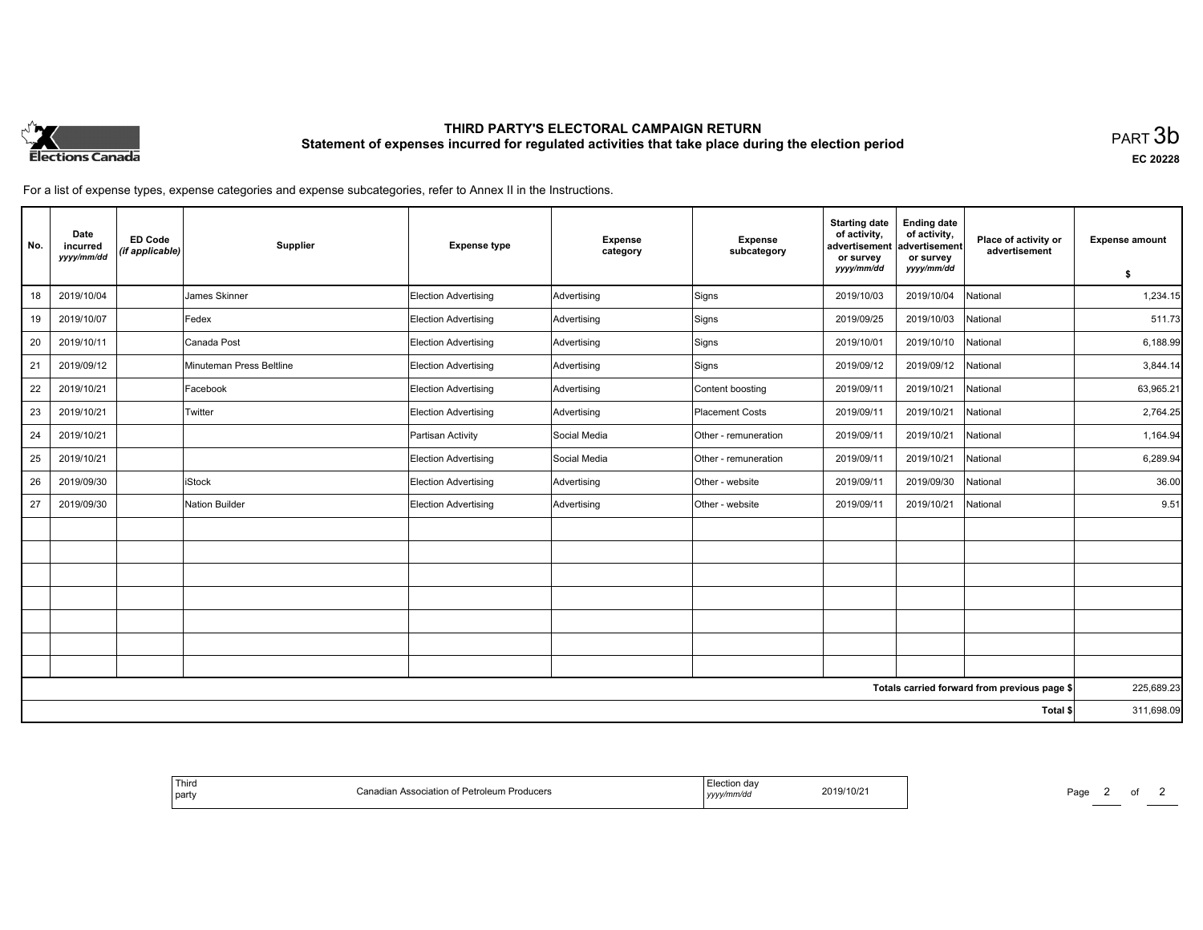# THIRD PARTY'S ELECTORAL CAMPAIGN RETURN

## Statement of expenses incurred for regulated activities that take place during the election period

PART 3b

EC 20228

For a list of expense types, expense categories and expense subcategories, refer to Annex II in the Instructions.

| No. | Date incurred *yyyy/mm/dd* | ED Code *(if applicable)* | Supplier | Expense type | Expense category | Expense subcategory | Starting date of activity, advertisement or survey *yyyy/mm/dd* | Ending date of activity, advertisement or survey *yyyy/mm/dd* | Place of activity or advertisement | Expense amount $ |
|---|---|---|---|---|---|---|---|---|---|---|
| 18 | 2019/10/04 | | James Skinner | Election Advertising | Advertising | Signs | 2019/10/03 | 2019/10/04 | National | 1,234.15 |
| 19 | 2019/10/07 | | Fedex | Election Advertising | Advertising | Signs | 2019/09/25 | 2019/10/03 | National | 511.73 |
| 20 | 2019/10/11 | | Canada Post | Election Advertising | Advertising | Signs | 2019/10/01 | 2019/10/10 | National | 6,188.99 |
| 21 | 2019/09/12 | | Minuteman Press Beltline | Election Advertising | Advertising | Signs | 2019/09/12 | 2019/09/12 | National | 3,844.14 |
| 22 | 2019/10/21 | | Facebook | Election Advertising | Advertising | Content boosting | 2019/09/11 | 2019/10/21 | National | 63,965.21 |
| 23 | 2019/10/21 | | Twitter | Election Advertising | Advertising | Placement Costs | 2019/09/11 | 2019/10/21 | National | 2,764.25 |
| 24 | 2019/10/21 | | | Partisan Activity | Social Media | Other - remuneration | 2019/09/11 | 2019/10/21 | National | 1,164.94 |
| 25 | 2019/10/21 | | | Election Advertising | Social Media | Other - remuneration | 2019/09/11 | 2019/10/21 | National | 6,289.94 |
| 26 | 2019/09/30 | | iStock | Election Advertising | Advertising | Other - website | 2019/09/11 | 2019/09/30 | National | 36.00 |
| 27 | 2019/09/30 | | Nation Builder | Election Advertising | Advertising | Other - website | 2019/09/11 | 2019/10/21 | National | 9.51 |
| | | | | | | | | | | |
| | | | | | | | | | | |
| | | | | | | | | | | |
| | | | | | | | | | | |
| | | | | | | | | | | |
| | | | | | | | | | | |
| | | | | | | | | | | |
| | | | | | | | | | Totals carried forward from previous page $ | 225,689.23 |
| | | | | | | | | | Total $ | 311,698.09 |

| Third party | Canadian Association of Petroleum Producers | Election day *yyyy/mm/dd* | 2019/10/21 |
|---|---|---|---|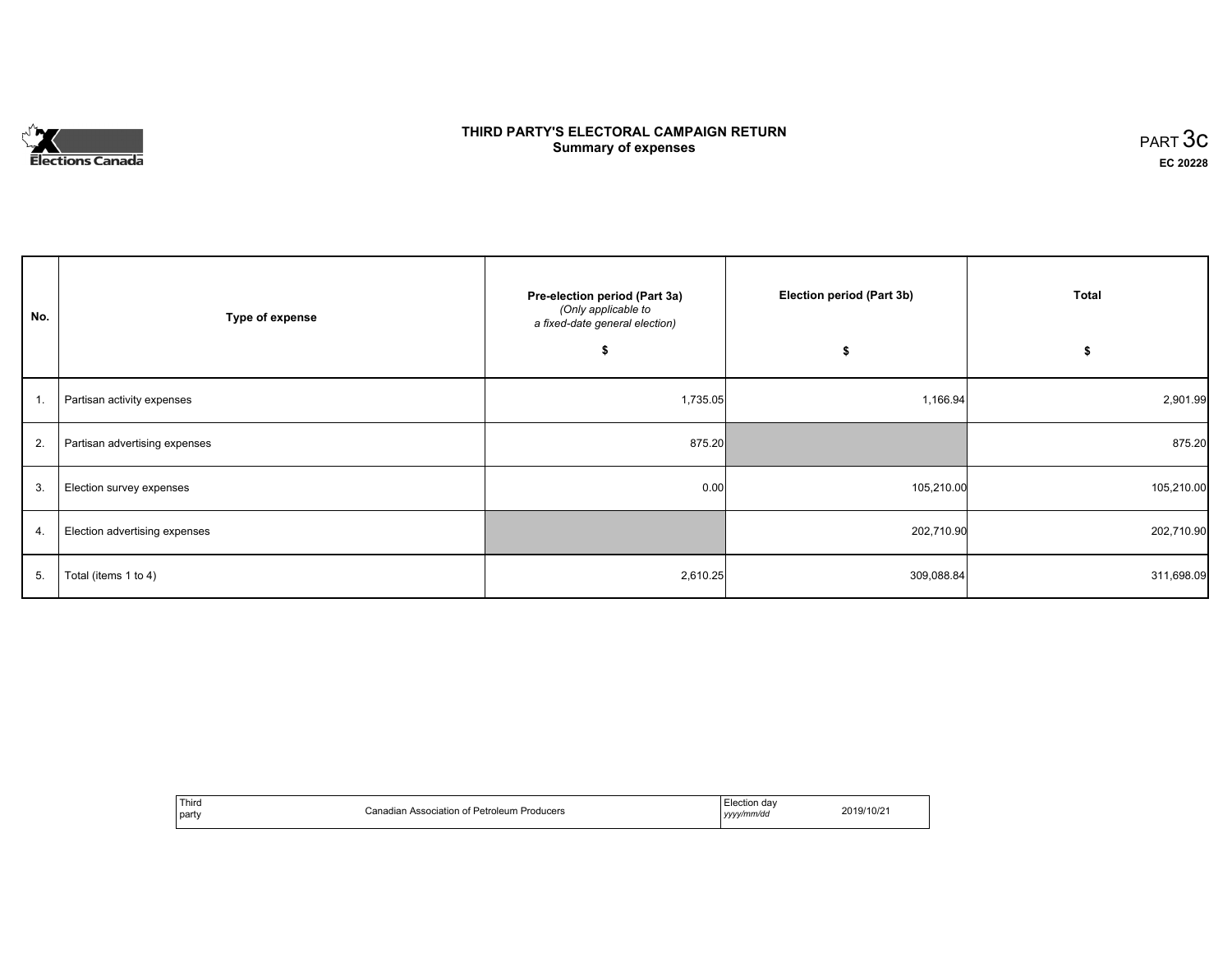# THIRD PARTY'S ELECTORAL CAMPAIGN RETURN

## Summary of expenses

PART 3c

**EC 20228**

| No. | Type of expense | Pre-election period (Part 3a) *(Only applicable to a fixed-date general election)* $ | Election period (Part 3b) $ | Total $ |
| --- | --- | --- | --- | --- |
| 1. | Partisan activity expenses | 1,735.05 | 1,166.94 | 2,901.99 |
| 2. | Partisan advertising expenses | 875.20 | | 875.20 |
| 3. | Election survey expenses | 0.00 | 105,210.00 | 105,210.00 |
| 4. | Election advertising expenses | | 202,710.90 | 202,710.90 |
| 5. | Total (items 1 to 4) | 2,610.25 | 309,088.84 | 311,698.09 |

| Third party | Canadian Association of Petroleum Producers | Election day *yyyy/mm/dd* | 2019/10/21 |
| --- | --- | --- | --- |